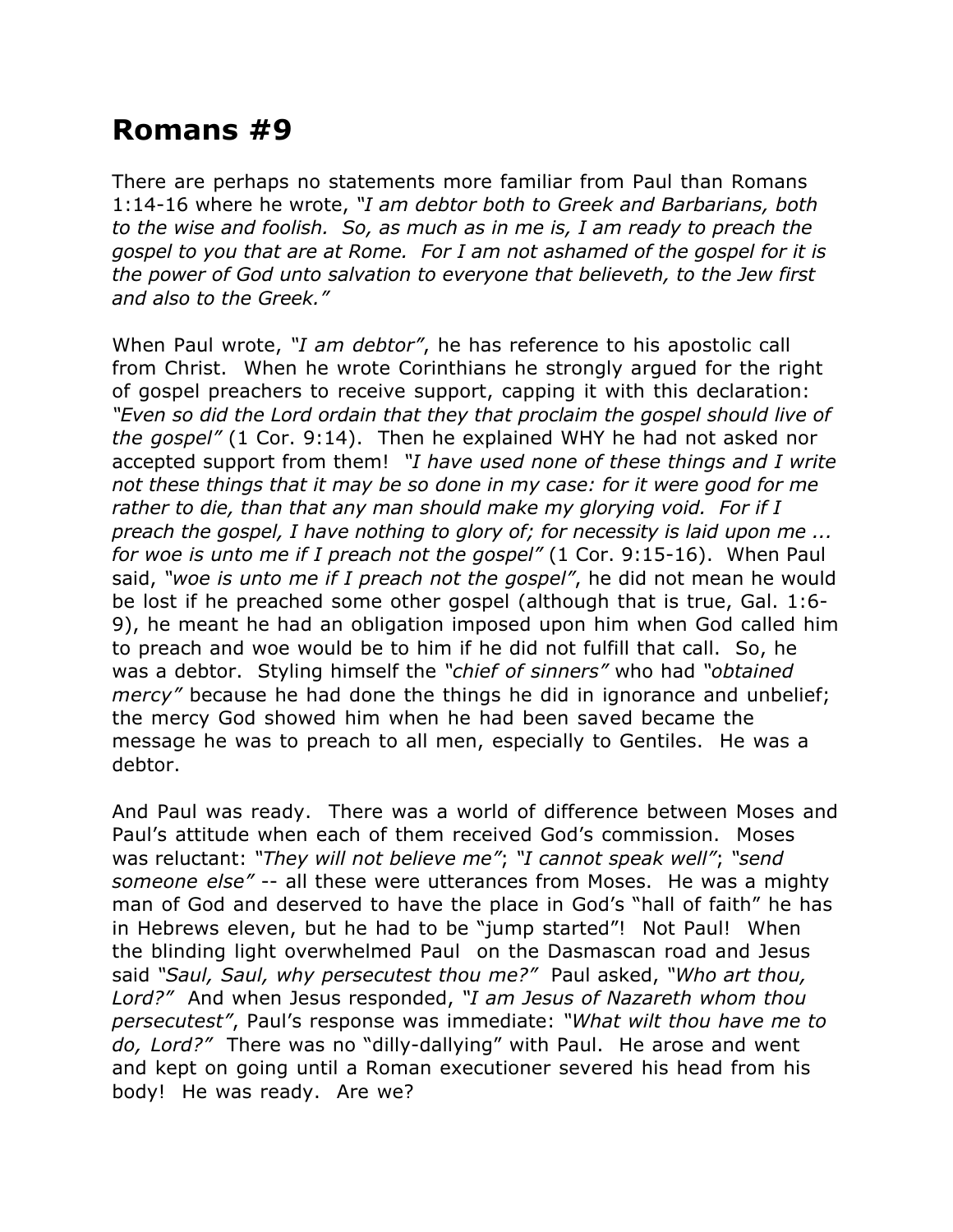# Romans #9

There are perhaps no statements more familiar from Paul than Romans 1:14-16 where he wrote, *"I am debtor both to Greek and Barbarians, both to the wise and foolish. So, as much as in me is, I am ready to preach the gospel to you that are at Rome. For I am not ashamed of the gospel for it is the power of God unto salvation to everyone that believeth, to the Jew first and also to the Greek."*

When Paul wrote, *"I am debtor"*, he has reference to his apostolic call from Christ. When he wrote Corinthians he strongly argued for the right of gospel preachers to receive support, capping it with this declaration: *"Even so did the Lord ordain that they that proclaim the gospel should live of the gospel"* (1 Cor. 9:14). Then he explained WHY he had not asked nor accepted support from them! *"I have used none of these things and I write not these things that it may be so done in my case: for it were good for me rather to die, than that any man should make my glorying void. For if I preach the gospel, I have nothing to glory of; for necessity is laid upon me ... for woe is unto me if I preach not the gospel"* (1 Cor. 9:15-16). When Paul said, *"woe is unto me if I preach not the gospel"*, he did not mean he would be lost if he preached some other gospel (although that is true, Gal. 1:6-9), he meant he had an obligation imposed upon him when God called him to preach and woe would be to him if he did not fulfill that call. So, he was a debtor. Styling himself the *"chief of sinners"* who had *"obtained mercy"* because he had done the things he did in ignorance and unbelief; the mercy God showed him when he had been saved became the message he was to preach to all men, especially to Gentiles. He was a debtor.

And Paul was ready. There was a world of difference between Moses and Paul's attitude when each of them received God's commission. Moses was reluctant: *"They will not believe me"*; *"I cannot speak well"*; *"send someone else"* -- all these were utterances from Moses. He was a mighty man of God and deserved to have the place in God's "hall of faith" he has in Hebrews eleven, but he had to be "jump started"! Not Paul! When the blinding light overwhelmed Paul on the Dasmascan road and Jesus said *"Saul, Saul, why persecutest thou me?"* Paul asked, *"Who art thou, Lord?"* And when Jesus responded, *"I am Jesus of Nazareth whom thou persecutest"*, Paul's response was immediate: *"What wilt thou have me to do, Lord?"* There was no "dilly-dallying" with Paul. He arose and went and kept on going until a Roman executioner severed his head from his body! He was ready. Are we?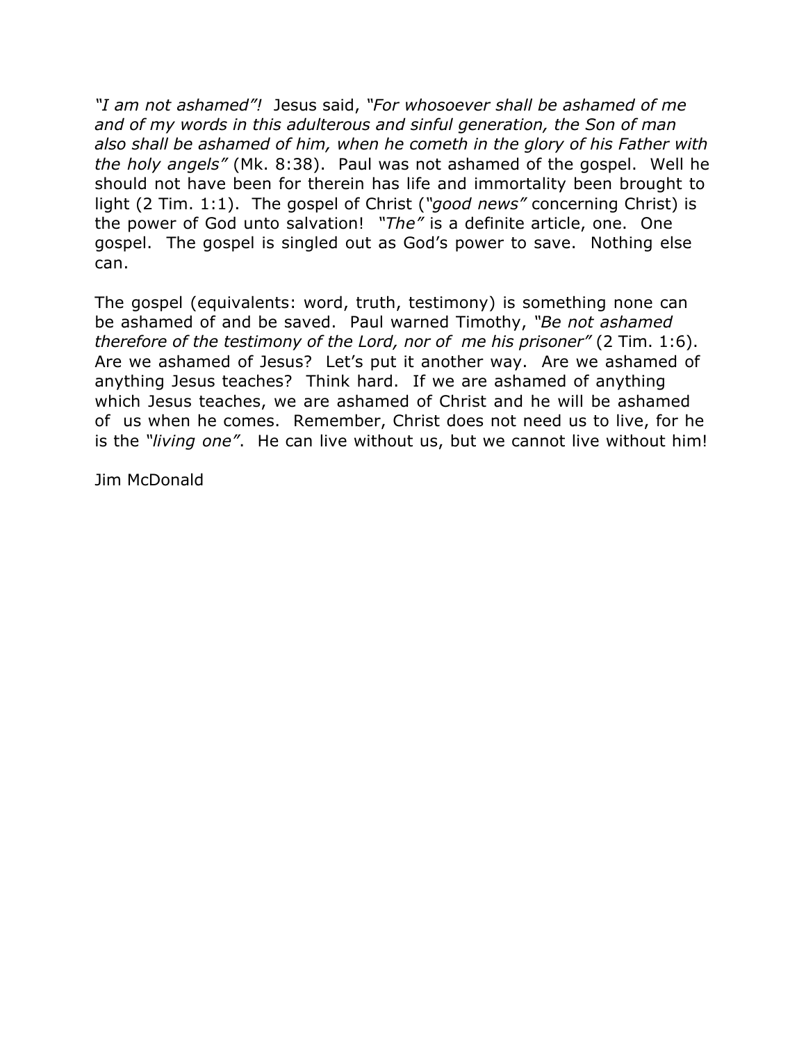*"I am not ashamed"!* Jesus said, *"For whosoever shall be ashamed of me and of my words in this adulterous and sinful generation, the Son of man also shall be ashamed of him, when he cometh in the glory of his Father with the holy angels"* (Mk. 8:38). Paul was not ashamed of the gospel. Well he should not have been for therein has life and immortality been brought to light (2 Tim. 1:1). The gospel of Christ (*"good news"* concerning Christ) is the power of God unto salvation! *"The"* is a definite article, one. One gospel. The gospel is singled out as God's power to save. Nothing else can.

The gospel (equivalents: word, truth, testimony) is something none can be ashamed of and be saved. Paul warned Timothy, *"Be not ashamed therefore of the testimony of the Lord, nor of me his prisoner"* (2 Tim. 1:6). Are we ashamed of Jesus? Let's put it another way. Are we ashamed of anything Jesus teaches? Think hard. If we are ashamed of anything which Jesus teaches, we are ashamed of Christ and he will be ashamed of us when he comes. Remember, Christ does not need us to live, for he is the *"living one"*. He can live without us, but we cannot live without him!

Jim McDonald